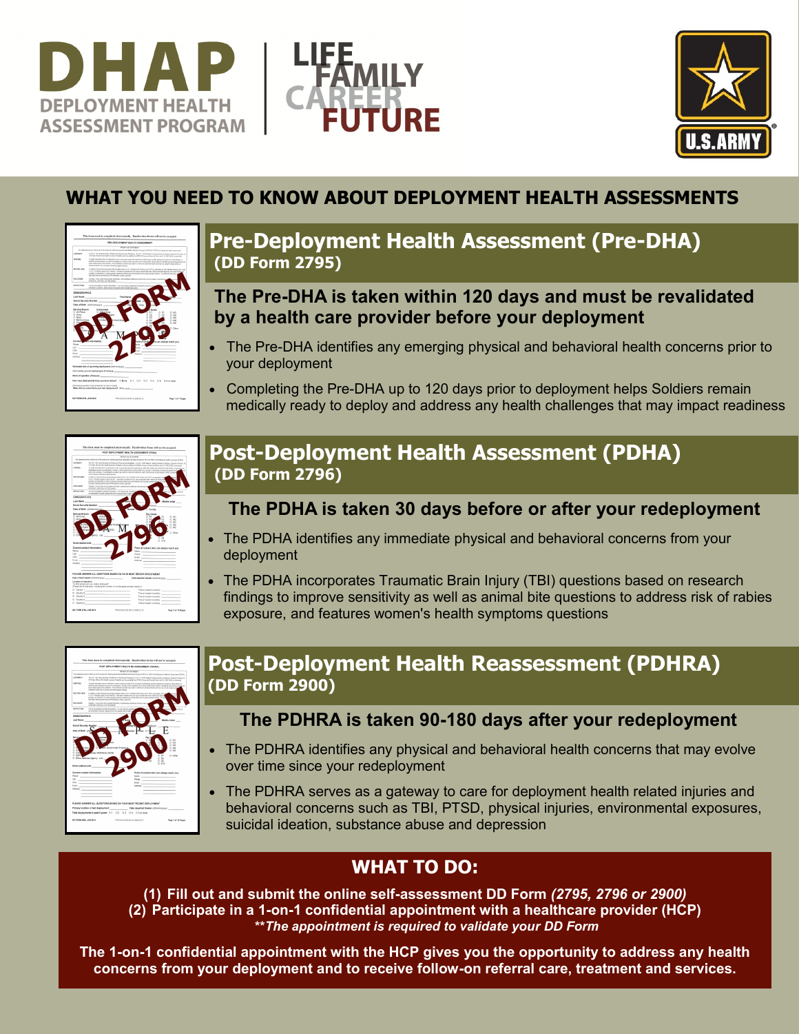# DHAP

DEPLOYMENT HEALTH ASSESSMENT PROGRAM

LIFE FAMILY CAREER FUTURE

U.S. ARMY

## WHAT YOU NEED TO KNOW ABOUT DEPLOYMENT HEALTH ASSESSMENTS

## Pre-Deployment Health Assessment (Pre-DHA) (DD Form 2795)

### The Pre-DHA is taken within 120 days and must be revalidated by a health care provider before your deployment

- The Pre-DHA identifies any emerging physical and behavioral health concerns prior to your deployment
- Completing the Pre-DHA up to 120 days prior to deployment helps Soldiers remain medically ready to deploy and address any health challenges that may impact readiness

## Post-Deployment Health Assessment (PDHA) (DD Form 2796)

### The PDHA is taken 30 days before or after your redeployment

- The PDHA identifies any immediate physical and behavioral concerns from your deployment
- The PDHA incorporates Traumatic Brain Injury (TBI) questions based on research findings to improve sensitivity as well as animal bite questions to address risk of rabies exposure, and features women's health symptoms questions

## Post-Deployment Health Reassessment (PDHRA) (DD Form 2900)

### The PDHRA is taken 90-180 days after your redeployment

- The PDHRA identifies any physical and behavioral health concerns that may evolve over time since your redeployment
- The PDHRA serves as a gateway to care for deployment health related injuries and behavioral concerns such as TBI, PTSD, physical injuries, environmental exposures, suicidal ideation, substance abuse and depression

## WHAT TO DO:

**(1) Fill out and submit the online self-assessment DD Form *(2795, 2796 or 2900)***
**(2) Participate in a 1-on-1 confidential appointment with a healthcare provider (HCP)**
***\*\*The appointment is required to validate your DD Form***

**The 1-on-1 confidential appointment with the HCP gives you the opportunity to address any health concerns from your deployment and to receive follow-on referral care, treatment and services.**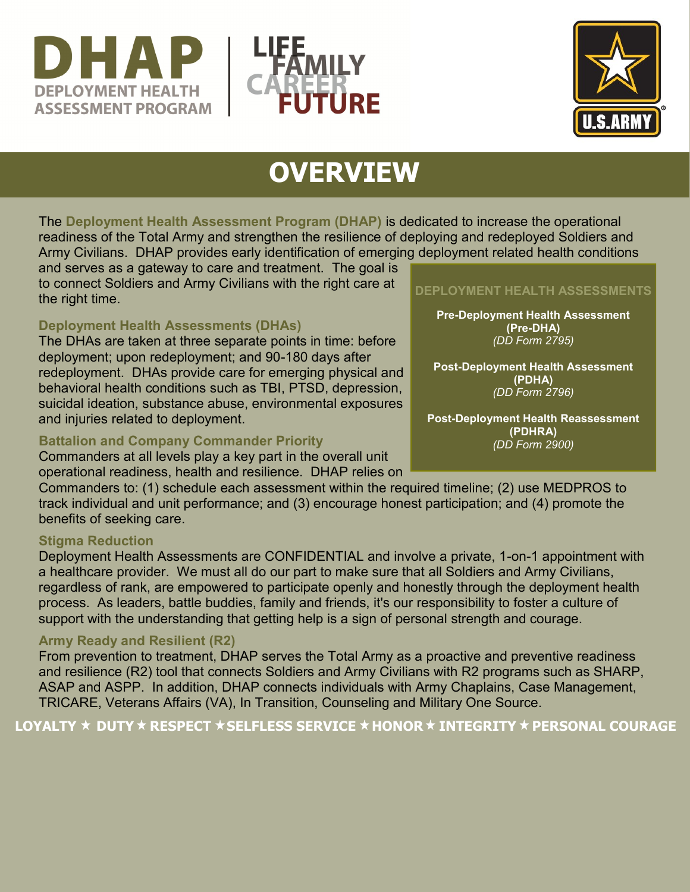# DHAP

DEPLOYMENT HEALTH ASSESSMENT PROGRAM

LIFE
FAMILY
CAREER
FUTURE

U.S.ARMY

# OVERVIEW

The **Deployment Health Assessment Program (DHAP)** is dedicated to increase the operational readiness of the Total Army and strengthen the resilience of deploying and redeployed Soldiers and Army Civilians. DHAP provides early identification of emerging deployment related health conditions and serves as a gateway to care and treatment. The goal is to connect Soldiers and Army Civilians with the right care at the right time.

### DEPLOYMENT HEALTH ASSESSMENTS

**Pre-Deployment Health Assessment (Pre-DHA)**
*(DD Form 2795)*

**Post-Deployment Health Assessment (PDHA)**
*(DD Form 2796)*

**Post-Deployment Health Reassessment (PDHRA)**
*(DD Form 2900)*

## Deployment Health Assessments (DHAs)

The DHAs are taken at three separate points in time: before deployment; upon redeployment; and 90-180 days after redeployment. DHAs provide care for emerging physical and behavioral health conditions such as TBI, PTSD, depression, suicidal ideation, substance abuse, environmental exposures and injuries related to deployment.

## Battalion and Company Commander Priority

Commanders at all levels play a key part in the overall unit operational readiness, health and resilience. DHAP relies on Commanders to: (1) schedule each assessment within the required timeline; (2) use MEDPROS to track individual and unit performance; and (3) encourage honest participation; and (4) promote the benefits of seeking care.

## Stigma Reduction

Deployment Health Assessments are CONFIDENTIAL and involve a private, 1-on-1 appointment with a healthcare provider. We must all do our part to make sure that all Soldiers and Army Civilians, regardless of rank, are empowered to participate openly and honestly through the deployment health process. As leaders, battle buddies, family and friends, it's our responsibility to foster a culture of support with the understanding that getting help is a sign of personal strength and courage.

## Army Ready and Resilient (R2)

From prevention to treatment, DHAP serves the Total Army as a proactive and preventive readiness and resilience (R2) tool that connects Soldiers and Army Civilians with R2 programs such as SHARP, ASAP and ASPP. In addition, DHAP connects individuals with Army Chaplains, Case Management, TRICARE, Veterans Affairs (VA), In Transition, Counseling and Military One Source.

**LOYALTY ★ DUTY ★ RESPECT ★ SELFLESS SERVICE ★ HONOR ★ INTEGRITY ★ PERSONAL COURAGE**